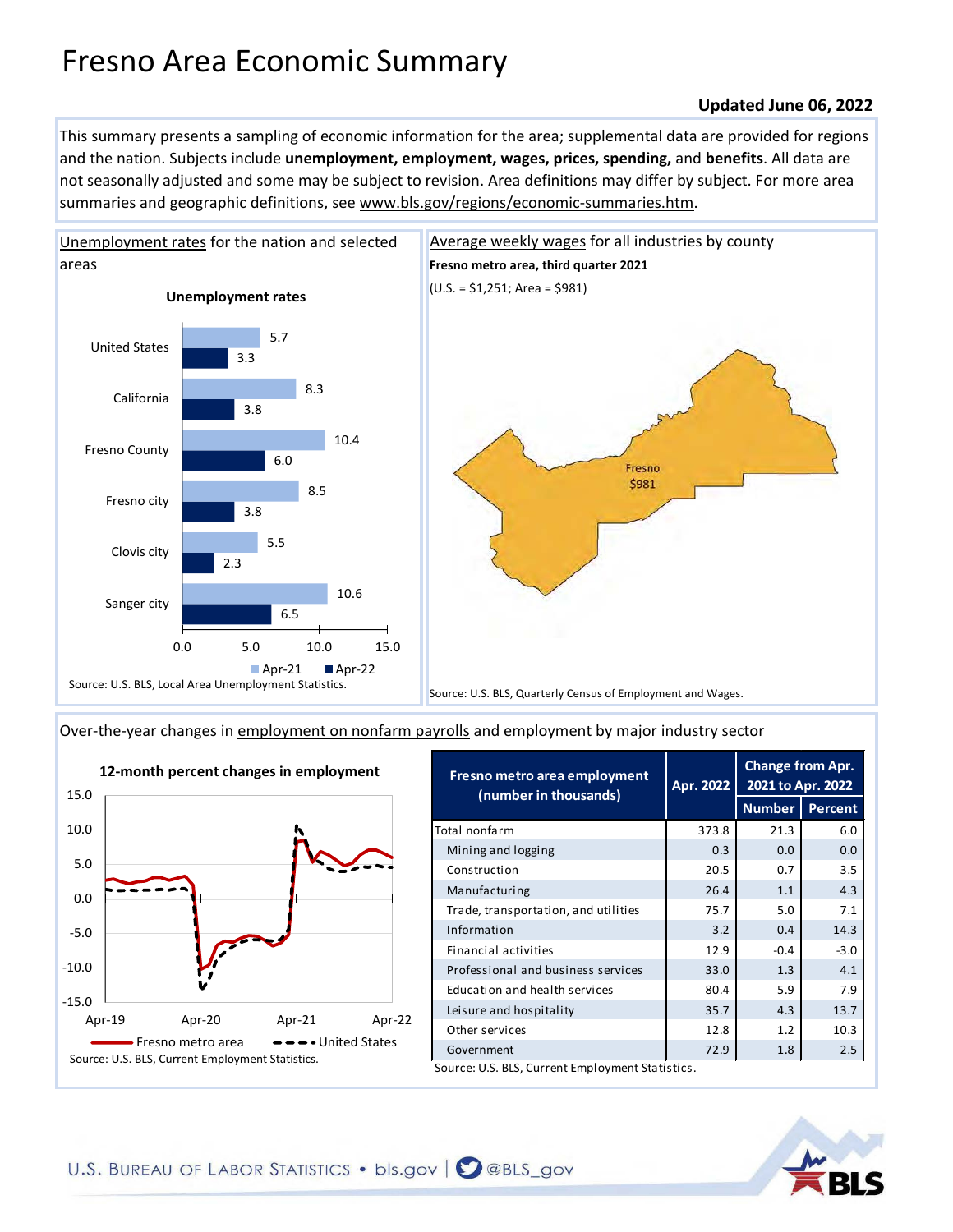# Fresno Area Economic Summary

**Updated June 06, 2022**

This summary presents a sampling of economic information for the area; supplemental data are provided for regions and the nation. Subjects include **unemployment, employment, wages, prices, spending,** and **benefits**. All data are not seasonally adjusted and some may be subject to revision. Area definitions may differ by subject. For more area summaries and geographic definitions, see www.bls.gov/regions/economic-summaries.htm.

## Unemployment rates for the nation and selected areas

**Unemployment rates**

| Area | Apr-21 | Apr-22 |
|---|---|---|
| United States | 5.7 | 3.3 |
| California | 8.3 | 3.8 |
| Fresno County | 10.4 | 6.0 |
| Fresno city | 8.5 | 3.8 |
| Clovis city | 5.5 | 2.3 |
| Sanger city | 10.6 | 6.5 |

Source: U.S. BLS, Local Area Unemployment Statistics.

## Average weekly wages for all industries by county

**Fresno metro area, third quarter 2021**

(U.S. = $1,251; Area = $981)

Fresno $981

Source: U.S. BLS, Quarterly Census of Employment and Wages.

## Over-the-year changes in employment on nonfarm payrolls and employment by major industry sector

**12-month percent changes in employment**

(Chart: Fresno metro area and United States, Apr-19 to Apr-22)

Source: U.S. BLS, Current Employment Statistics.

| Fresno metro area employment (number in thousands) | Apr. 2022 | Change from Apr. 2021 to Apr. 2022 | |
|---|---|---|---|
| | | Number | Percent |
| Total nonfarm | 373.8 | 21.3 | 6.0 |
| Mining and logging | 0.3 | 0.0 | 0.0 |
| Construction | 20.5 | 0.7 | 3.5 |
| Manufacturing | 26.4 | 1.1 | 4.3 |
| Trade, transportation, and utilities | 75.7 | 5.0 | 7.1 |
| Information | 3.2 | 0.4 | 14.3 |
| Financial activities | 12.9 | -0.4 | -3.0 |
| Professional and business services | 33.0 | 1.3 | 4.1 |
| Education and health services | 80.4 | 5.9 | 7.9 |
| Leisure and hospitality | 35.7 | 4.3 | 13.7 |
| Other services | 12.8 | 1.2 | 10.3 |
| Government | 72.9 | 1.8 | 2.5 |

Source: U.S. BLS, Current Employment Statistics.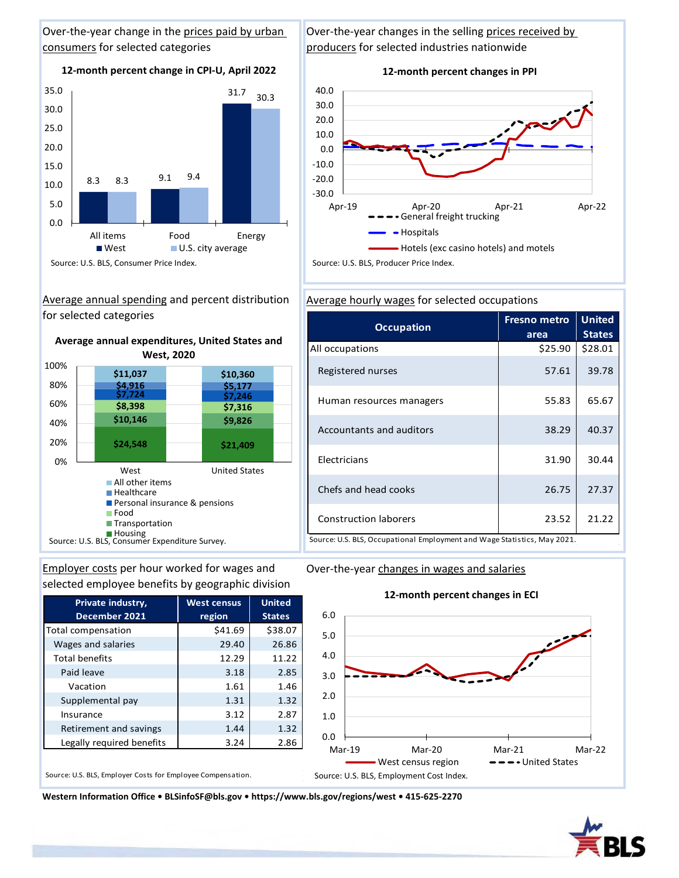## Over-the-year change in the prices paid by urban consumers for selected categories

**12-month percent change in CPI-U, April 2022**

35.0
30.0
25.0
20.0
15.0
10.0
5.0
0.0

8.3 8.3
9.1 9.4
31.7 30.3

All items
Food
Energy

West
U.S. city average

Source: U.S. BLS, Consumer Price Index.

## Over-the-year changes in the selling prices received by producers for selected industries nationwide

**12-month percent changes in PPI**

40.0
30.0
20.0
10.0
0.0
-10.0
-20.0
-30.0

Apr-19
Apr-20
Apr-21
Apr-22

General freight trucking
Hospitals
Hotels (exc casino hotels) and motels

Source: U.S. BLS, Producer Price Index.

## Average annual spending and percent distribution for selected categories

**Average annual expenditures, United States and West, 2020**

100%
80%
60%
40%
20%
0%

West: $11,037; $4,916; $7,724; $8,398; $10,146; $24,548
United States: $10,360; $5,177; $7,246; $7,316; $9,826; $21,409

West
United States

All other items
Healthcare
Personal insurance & pensions
Food
Transportation
Housing

Source: U.S. BLS, Consumer Expenditure Survey.

## Average hourly wages for selected occupations

| Occupation | Fresno metro area | United States |
|---|---|---|
| All occupations | $25.90 | $28.01 |
| Registered nurses | 57.61 | 39.78 |
| Human resources managers | 55.83 | 65.67 |
| Accountants and auditors | 38.29 | 40.37 |
| Electricians | 31.90 | 30.44 |
| Chefs and head cooks | 26.75 | 27.37 |
| Construction laborers | 23.52 | 21.22 |

Source: U.S. BLS, Occupational Employment and Wage Statistics, May 2021.

## Employer costs per hour worked for wages and selected employee benefits by geographic division

| Private industry, December 2021 | West census region | United States |
|---|---|---|
| Total compensation | $41.69 | $38.07 |
| Wages and salaries | 29.40 | 26.86 |
| Total benefits | 12.29 | 11.22 |
| Paid leave | 3.18 | 2.85 |
| Vacation | 1.61 | 1.46 |
| Supplemental pay | 1.31 | 1.32 |
| Insurance | 3.12 | 2.87 |
| Retirement and savings | 1.44 | 1.32 |
| Legally required benefits | 3.24 | 2.86 |

Source: U.S. BLS, Employer Costs for Employee Compensation.

## Over-the-year changes in wages and salaries

**12-month percent changes in ECI**

6.0
5.0
4.0
3.0
2.0
1.0
0.0

Mar-19
Mar-20
Mar-21
Mar-22

West census region
United States

Source: U.S. BLS, Employment Cost Index.

**Western Information Office • BLSinfoSF@bls.gov • https://www.bls.gov/regions/west • 415-625-2270**